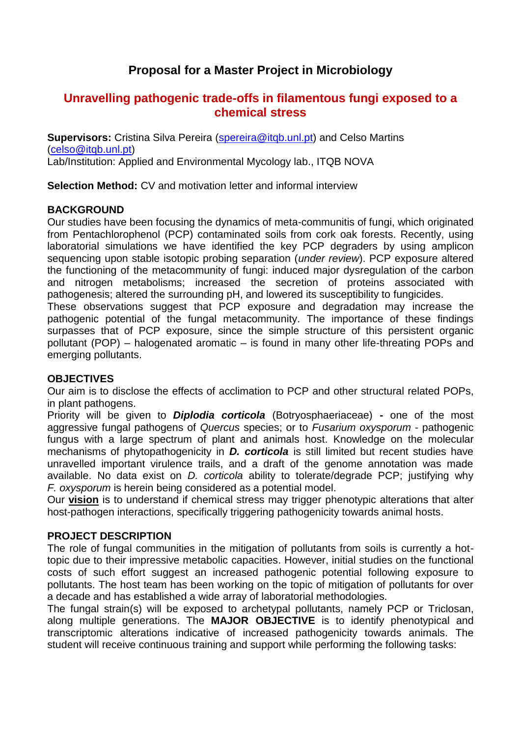# Proposal for a Master Project in Microbiology

## Unravelling pathogenic trade-offs in filamentous fungi exposed to a chemical stress

**Supervisors:** Cristina Silva Pereira (spereira@itqb.unl.pt) and Celso Martins (celso@itqb.unl.pt)
Lab/Institution: Applied and Environmental Mycology lab., ITQB NOVA

**Selection Method:** CV and motivation letter and informal interview

### BACKGROUND

Our studies have been focusing the dynamics of meta-communitis of fungi, which originated from Pentachlorophenol (PCP) contaminated soils from cork oak forests. Recently, using laboratorial simulations we have identified the key PCP degraders by using amplicon sequencing upon stable isotopic probing separation (*under review*). PCP exposure altered the functioning of the metacommunity of fungi: induced major dysregulation of the carbon and nitrogen metabolisms; increased the secretion of proteins associated with pathogenesis; altered the surrounding pH, and lowered its susceptibility to fungicides.
These observations suggest that PCP exposure and degradation may increase the pathogenic potential of the fungal metacommunity. The importance of these findings surpasses that of PCP exposure, since the simple structure of this persistent organic pollutant (POP) – halogenated aromatic – is found in many other life-threating POPs and emerging pollutants.

### OBJECTIVES

Our aim is to disclose the effects of acclimation to PCP and other structural related POPs, in plant pathogens.
Priority will be given to ***Diplodia corticola*** (Botryosphaeriaceae) **-** one of the most aggressive fungal pathogens of *Quercus* species; or to *Fusarium oxysporum* - pathogenic fungus with a large spectrum of plant and animals host. Knowledge on the molecular mechanisms of phytopathogenicity in ***D. corticola*** is still limited but recent studies have unravelled important virulence trails, and a draft of the genome annotation was made available. No data exist on *D. corticola* ability to tolerate/degrade PCP; justifying why *F. oxysporum* is herein being considered as a potential model.
Our **vision** is to understand if chemical stress may trigger phenotypic alterations that alter host-pathogen interactions, specifically triggering pathogenicity towards animal hosts.

### PROJECT DESCRIPTION

The role of fungal communities in the mitigation of pollutants from soils is currently a hot-topic due to their impressive metabolic capacities. However, initial studies on the functional costs of such effort suggest an increased pathogenic potential following exposure to pollutants. The host team has been working on the topic of mitigation of pollutants for over a decade and has established a wide array of laboratorial methodologies.
The fungal strain(s) will be exposed to archetypal pollutants, namely PCP or Triclosan, along multiple generations. The **MAJOR OBJECTIVE** is to identify phenotypical and transcriptomic alterations indicative of increased pathogenicity towards animals. The student will receive continuous training and support while performing the following tasks: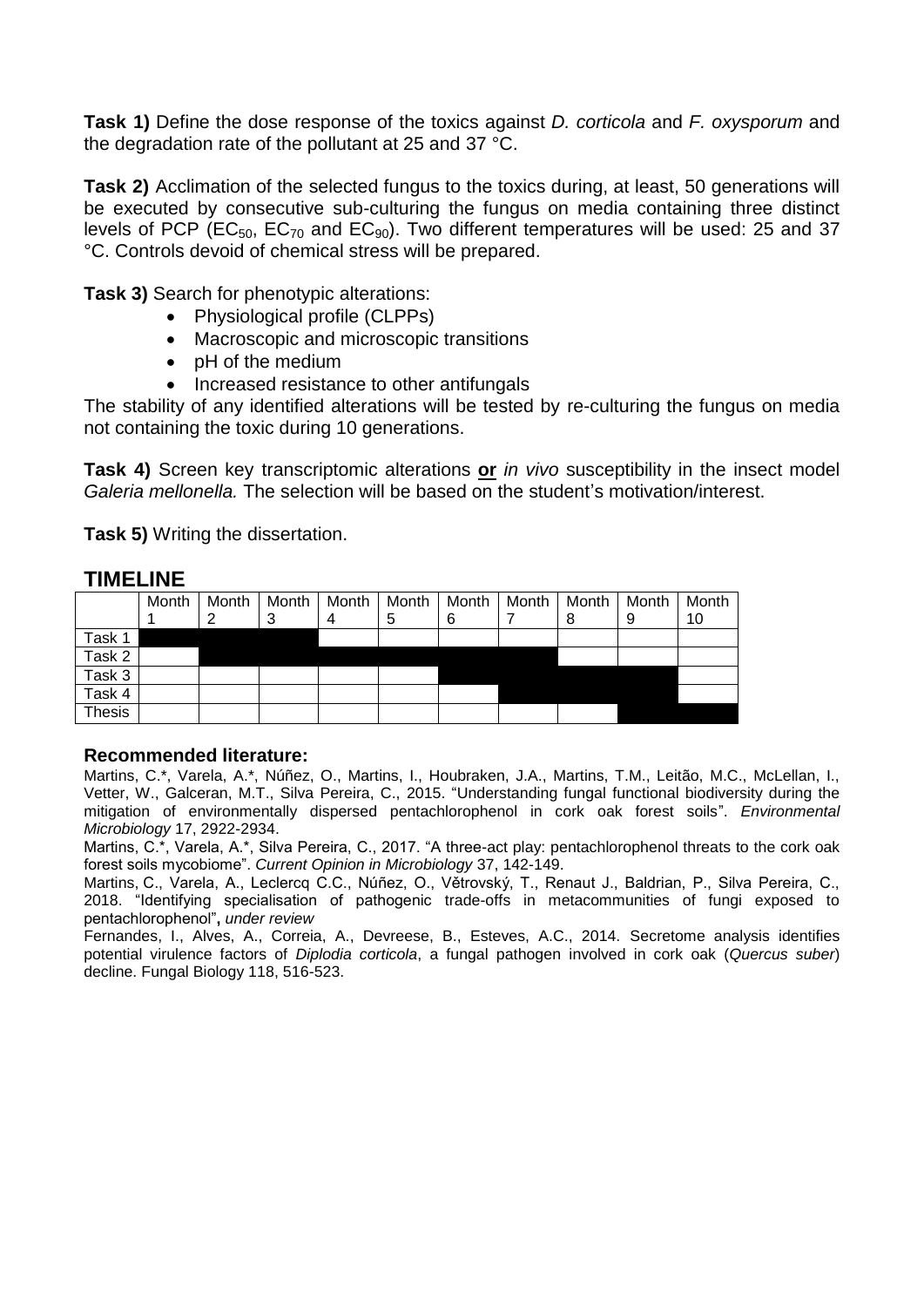**Task 1)** Define the dose response of the toxics against *D. corticola* and *F. oxysporum* and the degradation rate of the pollutant at 25 and 37 °C.

**Task 2)** Acclimation of the selected fungus to the toxics during, at least, 50 generations will be executed by consecutive sub-culturing the fungus on media containing three distinct levels of PCP ($EC_{50}$, $EC_{70}$ and $EC_{90}$). Two different temperatures will be used: 25 and 37 °C. Controls devoid of chemical stress will be prepared.

**Task 3)** Search for phenotypic alterations:

- Physiological profile (CLPPs)
- Macroscopic and microscopic transitions
- pH of the medium
- Increased resistance to other antifungals

The stability of any identified alterations will be tested by re-culturing the fungus on media not containing the toxic during 10 generations.

**Task 4)** Screen key transcriptomic alterations **or** *in vivo* susceptibility in the insect model *Galeria mellonella.* The selection will be based on the student's motivation/interest.

**Task 5)** Writing the dissertation.

## TIMELINE

| | Month 1 | Month 2 | Month 3 | Month 4 | Month 5 | Month 6 | Month 7 | Month 8 | Month 9 | Month 10 |
|---|---|---|---|---|---|---|---|---|---|---|
| Task 1 | ■ | ■ | ■ | | | | | | | |
| Task 2 | | ■ | ■ | ■ | ■ | ■ | ■ | | | |
| Task 3 | | | | | | ■ | ■ | ■ | ■ | |
| Task 4 | | | | | | | ■ | ■ | ■ | |
| Thesis | | | | | | | | | ■ | ■ |

### Recommended literature:

Martins, C.*, Varela, A.*, Núñez, O., Martins, I., Houbraken, J.A., Martins, T.M., Leitão, M.C., McLellan, I., Vetter, W., Galceran, M.T., Silva Pereira, C., 2015. "Understanding fungal functional biodiversity during the mitigation of environmentally dispersed pentachlorophenol in cork oak forest soils". *Environmental Microbiology* 17, 2922-2934.

Martins, C.*, Varela, A.*, Silva Pereira, C., 2017. "A three-act play: pentachlorophenol threats to the cork oak forest soils mycobiome". *Current Opinion in Microbiology* 37, 142-149.

Martins, C., Varela, A., Leclercq C.C., Núñez, O., Větrovský, T., Renaut J., Baldrian, P., Silva Pereira, C., 2018. "Identifying specialisation of pathogenic trade-offs in metacommunities of fungi exposed to pentachlorophenol"**,** *under review*

Fernandes, I., Alves, A., Correia, A., Devreese, B., Esteves, A.C., 2014. Secretome analysis identifies potential virulence factors of *Diplodia corticola*, a fungal pathogen involved in cork oak (*Quercus suber*) decline. Fungal Biology 118, 516-523.